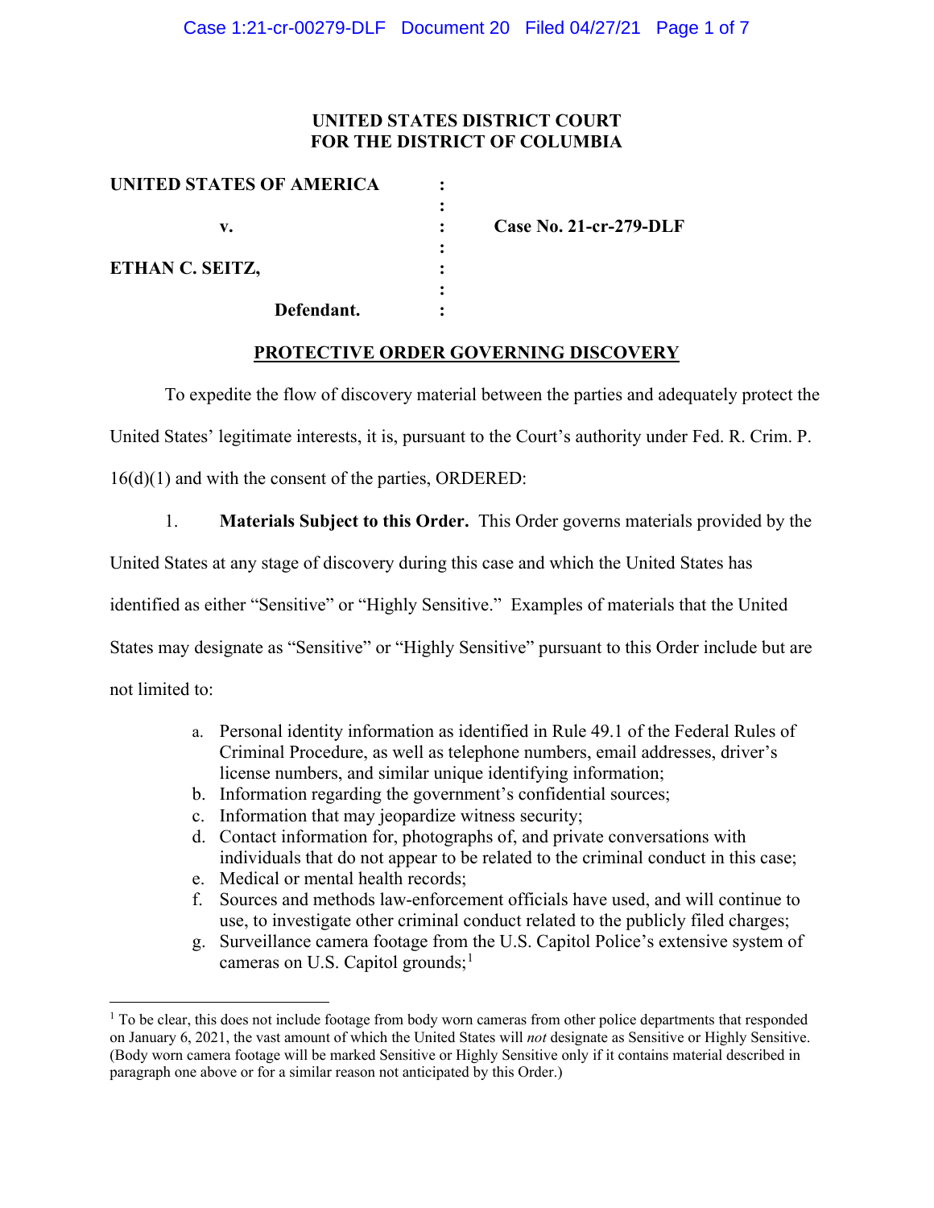**UNITED STATES DISTRICT COURT**
**FOR THE DISTRICT OF COLUMBIA**

| | | |
|---|---|---|
| **UNITED STATES OF AMERICA** | : | |
| | : | |
| **v.** | : | **Case No. 21-cr-279-DLF** |
| | : | |
| **ETHAN C. SEITZ,** | : | |
| | : | |
| **Defendant.** | : | |

**PROTECTIVE ORDER GOVERNING DISCOVERY**

To expedite the flow of discovery material between the parties and adequately protect the United States' legitimate interests, it is, pursuant to the Court's authority under Fed. R. Crim. P. 16(d)(1) and with the consent of the parties, ORDERED:

1. **Materials Subject to this Order.** This Order governs materials provided by the United States at any stage of discovery during this case and which the United States has identified as either "Sensitive" or "Highly Sensitive." Examples of materials that the United States may designate as "Sensitive" or "Highly Sensitive" pursuant to this Order include but are not limited to:

   a. Personal identity information as identified in Rule 49.1 of the Federal Rules of Criminal Procedure, as well as telephone numbers, email addresses, driver's license numbers, and similar unique identifying information;
   b. Information regarding the government's confidential sources;
   c. Information that may jeopardize witness security;
   d. Contact information for, photographs of, and private conversations with individuals that do not appear to be related to the criminal conduct in this case;
   e. Medical or mental health records;
   f. Sources and methods law-enforcement officials have used, and will continue to use, to investigate other criminal conduct related to the publicly filed charges;
   g. Surveillance camera footage from the U.S. Capitol Police's extensive system of cameras on U.S. Capitol grounds;[1]

[1] To be clear, this does not include footage from body worn cameras from other police departments that responded on January 6, 2021, the vast amount of which the United States will *not* designate as Sensitive or Highly Sensitive. (Body worn camera footage will be marked Sensitive or Highly Sensitive only if it contains material described in paragraph one above or for a similar reason not anticipated by this Order.)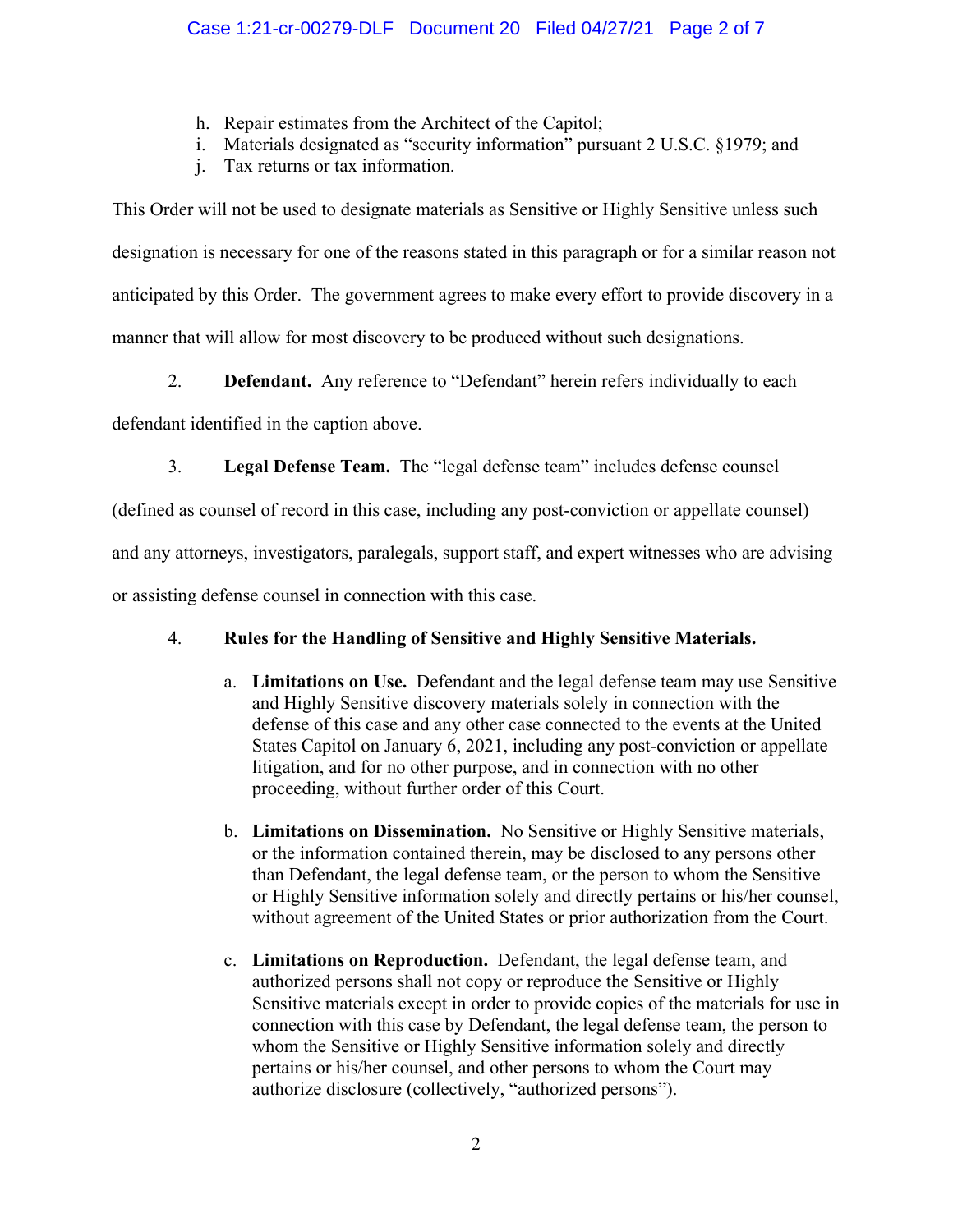h. Repair estimates from the Architect of the Capitol;
i. Materials designated as "security information" pursuant 2 U.S.C. §1979; and
j. Tax returns or tax information.

This Order will not be used to designate materials as Sensitive or Highly Sensitive unless such designation is necessary for one of the reasons stated in this paragraph or for a similar reason not anticipated by this Order. The government agrees to make every effort to provide discovery in a manner that will allow for most discovery to be produced without such designations.

2. **Defendant.** Any reference to "Defendant" herein refers individually to each defendant identified in the caption above.

3. **Legal Defense Team.** The "legal defense team" includes defense counsel (defined as counsel of record in this case, including any post-conviction or appellate counsel) and any attorneys, investigators, paralegals, support staff, and expert witnesses who are advising or assisting defense counsel in connection with this case.

4. **Rules for the Handling of Sensitive and Highly Sensitive Materials.**

   a. **Limitations on Use.** Defendant and the legal defense team may use Sensitive and Highly Sensitive discovery materials solely in connection with the defense of this case and any other case connected to the events at the United States Capitol on January 6, 2021, including any post-conviction or appellate litigation, and for no other purpose, and in connection with no other proceeding, without further order of this Court.

   b. **Limitations on Dissemination.** No Sensitive or Highly Sensitive materials, or the information contained therein, may be disclosed to any persons other than Defendant, the legal defense team, or the person to whom the Sensitive or Highly Sensitive information solely and directly pertains or his/her counsel, without agreement of the United States or prior authorization from the Court.

   c. **Limitations on Reproduction.** Defendant, the legal defense team, and authorized persons shall not copy or reproduce the Sensitive or Highly Sensitive materials except in order to provide copies of the materials for use in connection with this case by Defendant, the legal defense team, the person to whom the Sensitive or Highly Sensitive information solely and directly pertains or his/her counsel, and other persons to whom the Court may authorize disclosure (collectively, "authorized persons").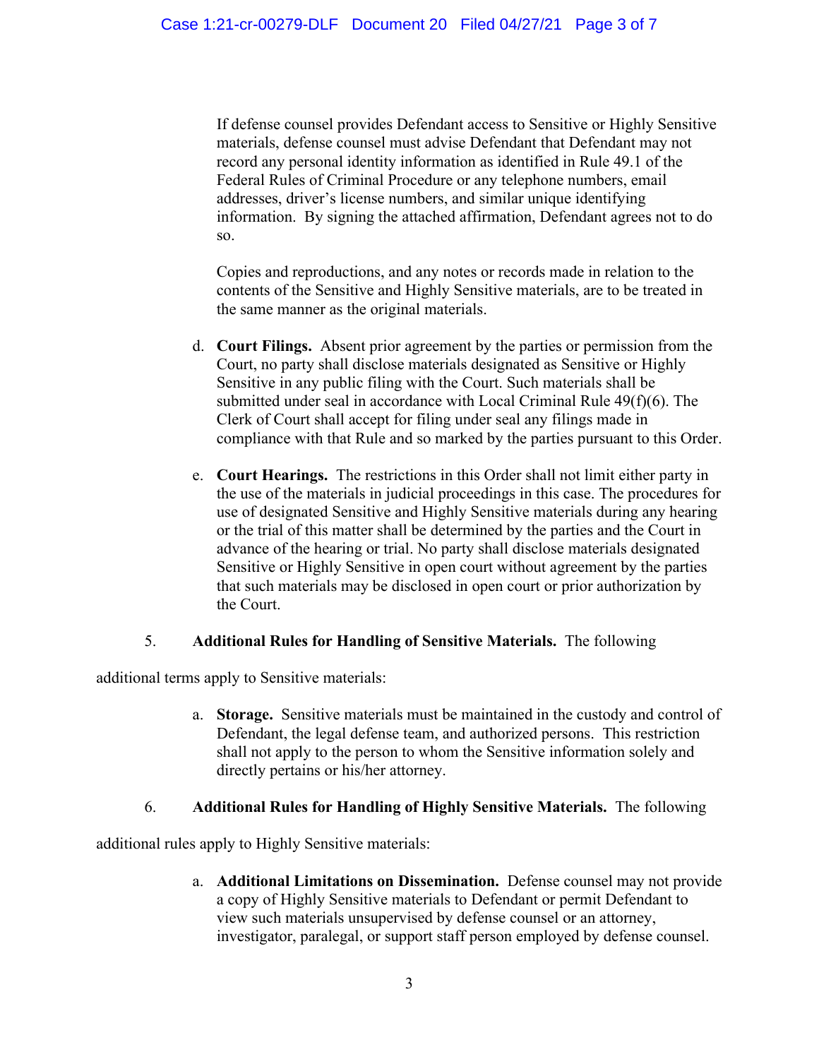If defense counsel provides Defendant access to Sensitive or Highly Sensitive materials, defense counsel must advise Defendant that Defendant may not record any personal identity information as identified in Rule 49.1 of the Federal Rules of Criminal Procedure or any telephone numbers, email addresses, driver's license numbers, and similar unique identifying information. By signing the attached affirmation, Defendant agrees not to do so.

Copies and reproductions, and any notes or records made in relation to the contents of the Sensitive and Highly Sensitive materials, are to be treated in the same manner as the original materials.

d. **Court Filings.** Absent prior agreement by the parties or permission from the Court, no party shall disclose materials designated as Sensitive or Highly Sensitive in any public filing with the Court. Such materials shall be submitted under seal in accordance with Local Criminal Rule 49(f)(6). The Clerk of Court shall accept for filing under seal any filings made in compliance with that Rule and so marked by the parties pursuant to this Order.

e. **Court Hearings.** The restrictions in this Order shall not limit either party in the use of the materials in judicial proceedings in this case. The procedures for use of designated Sensitive and Highly Sensitive materials during any hearing or the trial of this matter shall be determined by the parties and the Court in advance of the hearing or trial. No party shall disclose materials designated Sensitive or Highly Sensitive in open court without agreement by the parties that such materials may be disclosed in open court or prior authorization by the Court.

5. **Additional Rules for Handling of Sensitive Materials.** The following additional terms apply to Sensitive materials:

a. **Storage.** Sensitive materials must be maintained in the custody and control of Defendant, the legal defense team, and authorized persons. This restriction shall not apply to the person to whom the Sensitive information solely and directly pertains or his/her attorney.

6. **Additional Rules for Handling of Highly Sensitive Materials.** The following additional rules apply to Highly Sensitive materials:

a. **Additional Limitations on Dissemination.** Defense counsel may not provide a copy of Highly Sensitive materials to Defendant or permit Defendant to view such materials unsupervised by defense counsel or an attorney, investigator, paralegal, or support staff person employed by defense counsel.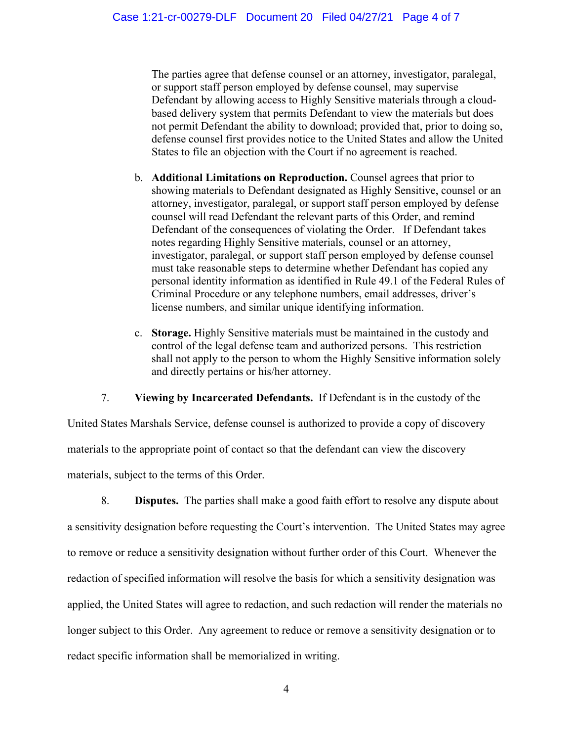The parties agree that defense counsel or an attorney, investigator, paralegal, or support staff person employed by defense counsel, may supervise Defendant by allowing access to Highly Sensitive materials through a cloud-based delivery system that permits Defendant to view the materials but does not permit Defendant the ability to download; provided that, prior to doing so, defense counsel first provides notice to the United States and allow the United States to file an objection with the Court if no agreement is reached.

b. **Additional Limitations on Reproduction.** Counsel agrees that prior to showing materials to Defendant designated as Highly Sensitive, counsel or an attorney, investigator, paralegal, or support staff person employed by defense counsel will read Defendant the relevant parts of this Order, and remind Defendant of the consequences of violating the Order. If Defendant takes notes regarding Highly Sensitive materials, counsel or an attorney, investigator, paralegal, or support staff person employed by defense counsel must take reasonable steps to determine whether Defendant has copied any personal identity information as identified in Rule 49.1 of the Federal Rules of Criminal Procedure or any telephone numbers, email addresses, driver's license numbers, and similar unique identifying information.

c. **Storage.** Highly Sensitive materials must be maintained in the custody and control of the legal defense team and authorized persons. This restriction shall not apply to the person to whom the Highly Sensitive information solely and directly pertains or his/her attorney.

7. **Viewing by Incarcerated Defendants.** If Defendant is in the custody of the United States Marshals Service, defense counsel is authorized to provide a copy of discovery materials to the appropriate point of contact so that the defendant can view the discovery materials, subject to the terms of this Order.

8. **Disputes.** The parties shall make a good faith effort to resolve any dispute about a sensitivity designation before requesting the Court's intervention. The United States may agree to remove or reduce a sensitivity designation without further order of this Court. Whenever the redaction of specified information will resolve the basis for which a sensitivity designation was applied, the United States will agree to redaction, and such redaction will render the materials no longer subject to this Order. Any agreement to reduce or remove a sensitivity designation or to redact specific information shall be memorialized in writing.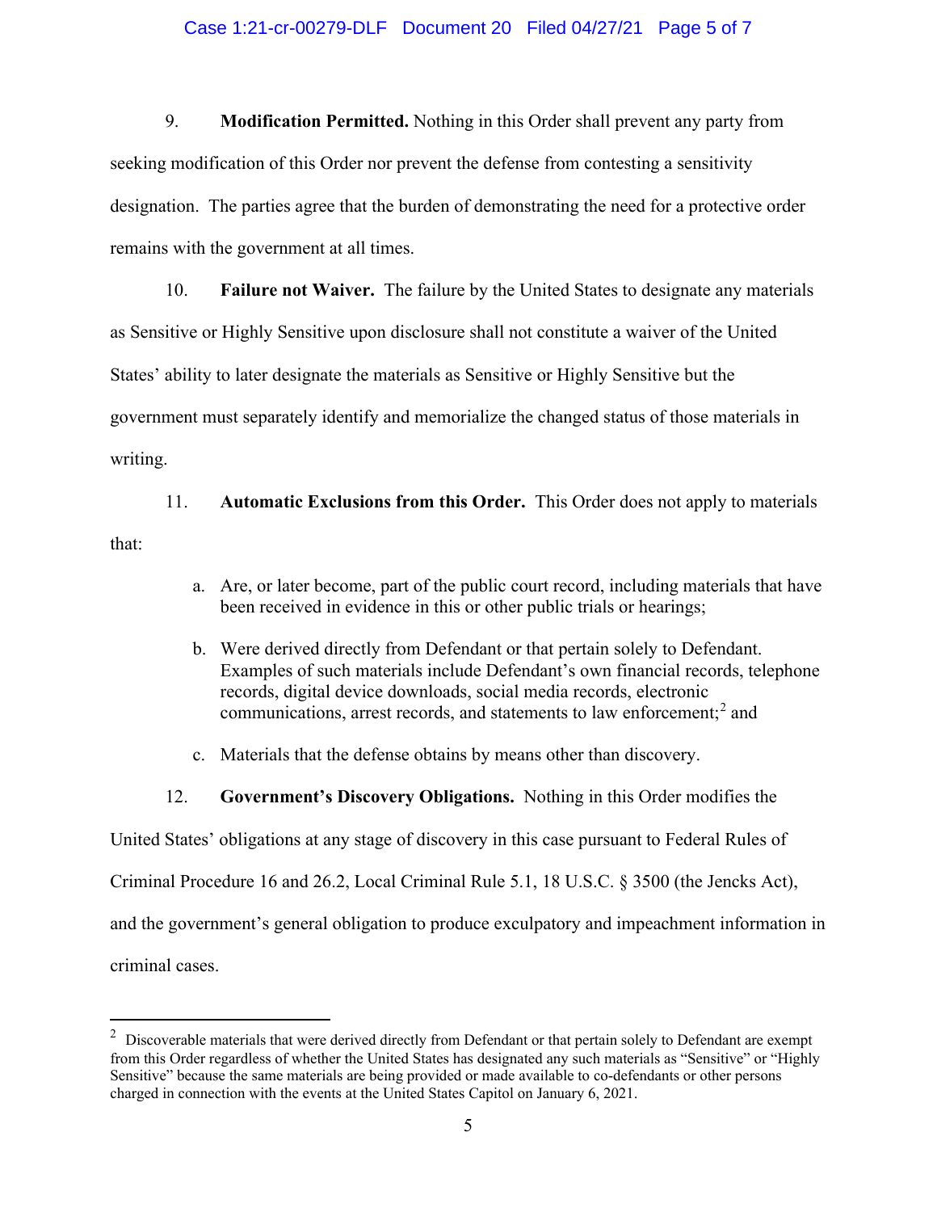9. **Modification Permitted.** Nothing in this Order shall prevent any party from seeking modification of this Order nor prevent the defense from contesting a sensitivity designation. The parties agree that the burden of demonstrating the need for a protective order remains with the government at all times.

10. **Failure not Waiver.** The failure by the United States to designate any materials as Sensitive or Highly Sensitive upon disclosure shall not constitute a waiver of the United States' ability to later designate the materials as Sensitive or Highly Sensitive but the government must separately identify and memorialize the changed status of those materials in writing.

11. **Automatic Exclusions from this Order.** This Order does not apply to materials that:

a. Are, or later become, part of the public court record, including materials that have been received in evidence in this or other public trials or hearings;

b. Were derived directly from Defendant or that pertain solely to Defendant. Examples of such materials include Defendant's own financial records, telephone records, digital device downloads, social media records, electronic communications, arrest records, and statements to law enforcement;[2] and

c. Materials that the defense obtains by means other than discovery.

12. **Government's Discovery Obligations.** Nothing in this Order modifies the United States' obligations at any stage of discovery in this case pursuant to Federal Rules of Criminal Procedure 16 and 26.2, Local Criminal Rule 5.1, 18 U.S.C. § 3500 (the Jencks Act), and the government's general obligation to produce exculpatory and impeachment information in criminal cases.

---

[2] Discoverable materials that were derived directly from Defendant or that pertain solely to Defendant are exempt from this Order regardless of whether the United States has designated any such materials as "Sensitive" or "Highly Sensitive" because the same materials are being provided or made available to co-defendants or other persons charged in connection with the events at the United States Capitol on January 6, 2021.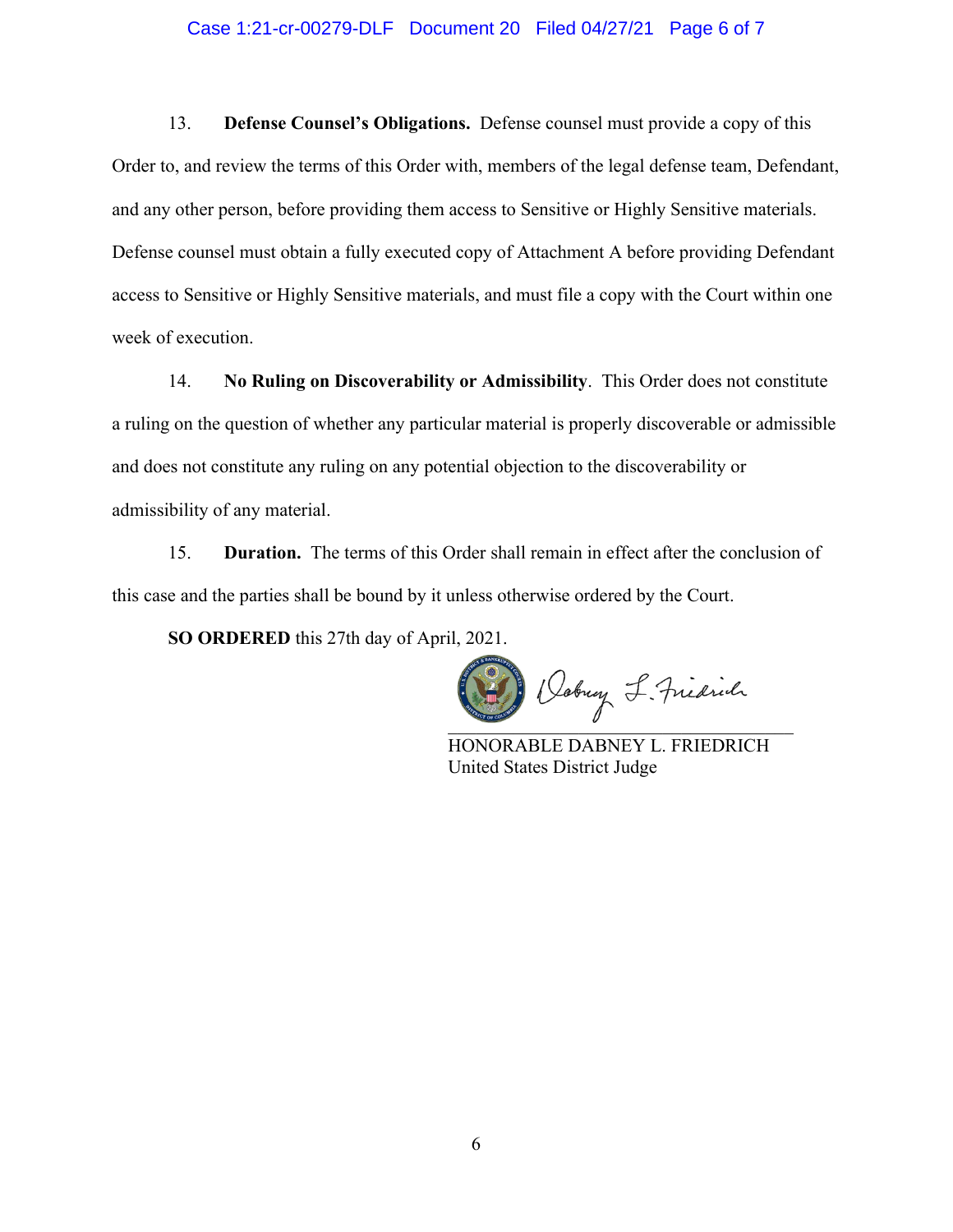13. **Defense Counsel's Obligations.** Defense counsel must provide a copy of this Order to, and review the terms of this Order with, members of the legal defense team, Defendant, and any other person, before providing them access to Sensitive or Highly Sensitive materials. Defense counsel must obtain a fully executed copy of Attachment A before providing Defendant access to Sensitive or Highly Sensitive materials, and must file a copy with the Court within one week of execution.

14. **No Ruling on Discoverability or Admissibility**. This Order does not constitute a ruling on the question of whether any particular material is properly discoverable or admissible and does not constitute any ruling on any potential objection to the discoverability or admissibility of any material.

15. **Duration.** The terms of this Order shall remain in effect after the conclusion of this case and the parties shall be bound by it unless otherwise ordered by the Court.

**SO ORDERED** this 27th day of April, 2021.

Dabney L. Friedrich

HONORABLE DABNEY L. FRIEDRICH
United States District Judge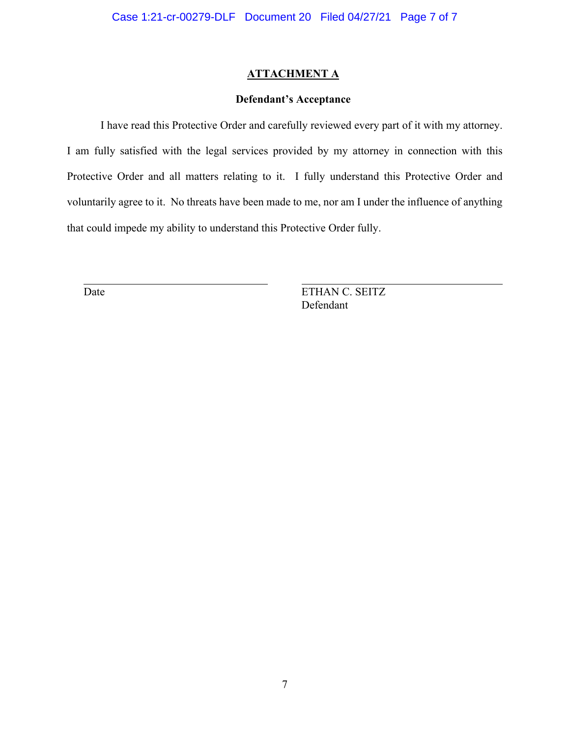## ATTACHMENT A

### Defendant's Acceptance

I have read this Protective Order and carefully reviewed every part of it with my attorney. I am fully satisfied with the legal services provided by my attorney in connection with this Protective Order and all matters relating to it. I fully understand this Protective Order and voluntarily agree to it. No threats have been made to me, nor am I under the influence of anything that could impede my ability to understand this Protective Order fully.

| | |
|---|---|
| \_\_\_\_\_\_\_\_\_\_\_\_\_\_\_\_\_\_\_\_\_\_\_\_\_\_\_\_ | \_\_\_\_\_\_\_\_\_\_\_\_\_\_\_\_\_\_\_\_\_\_\_\_\_\_\_\_ |
| Date | ETHAN C. SEITZ<br>Defendant |